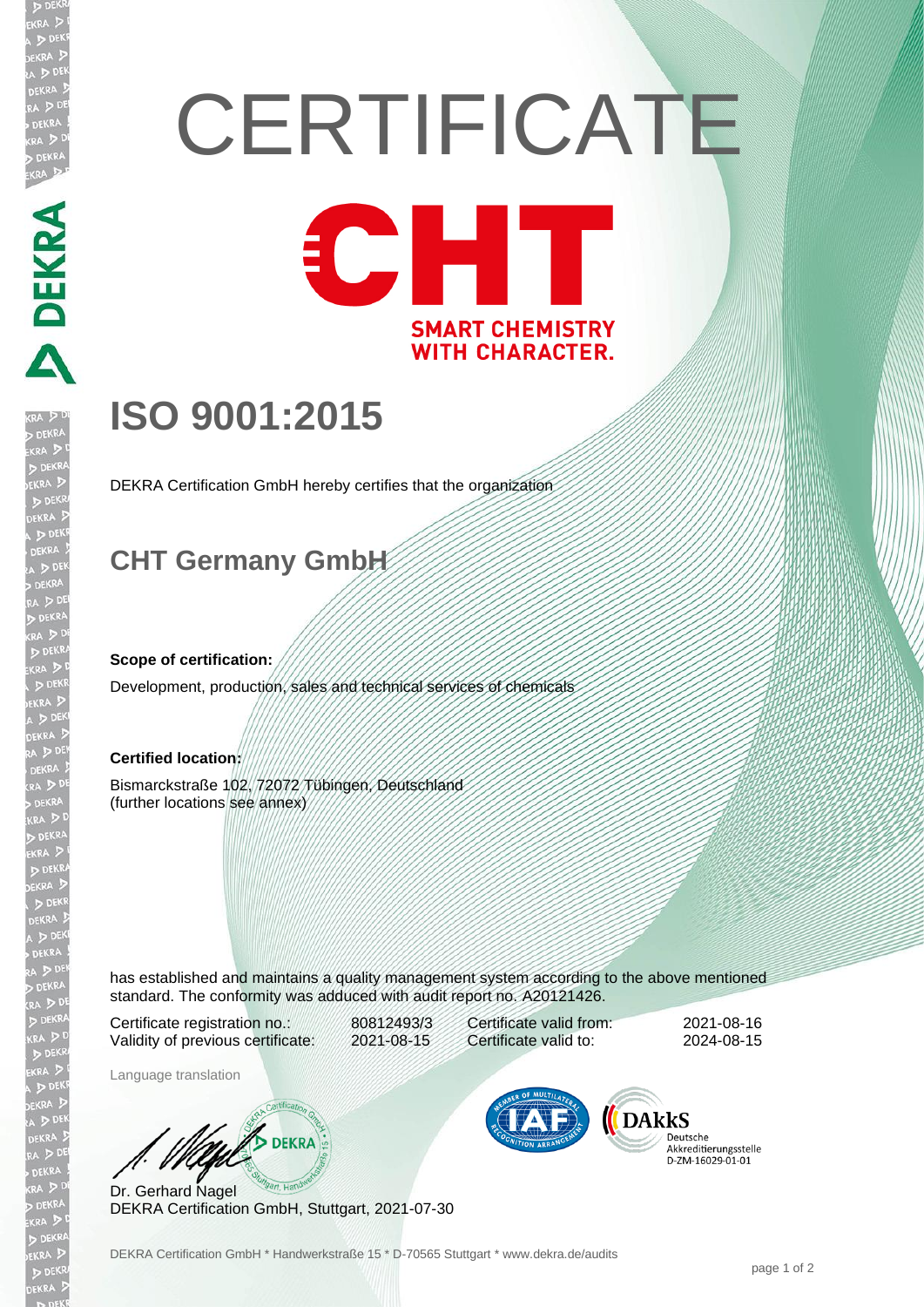# CERTIFICATE

SMART CHEMISTRY WITH CHARACTER.

## ISO 9001:2015

DEKRA Certification GmbH hereby certifies that the organization

## CHT Germany GmbH

**Scope of certification:**

Development, production, sales and technical services of chemicals

**Certified location:**

Bismarckstraße 102, 72072 Tübingen, Deutschland
(further locations see annex)

has established and maintains a quality management system according to the above mentioned standard. The conformity was adduced with audit report no. A20121426.

| | | | |
|---|---|---|---|
| Certificate registration no.: | 80812493/3 | Certificate valid from: | 2021-08-16 |
| Validity of previous certificate: | 2021-08-15 | Certificate valid to: | 2024-08-15 |

Language translation

Dr. Gerhard Nagel
DEKRA Certification GmbH, Stuttgart, 2021-07-30

DAkkS Deutsche Akkreditierungsstelle D-ZM-16029-01-01

DEKRA Certification GmbH * Handwerkstraße 15 * D-70565 Stuttgart * www.dekra.de/audits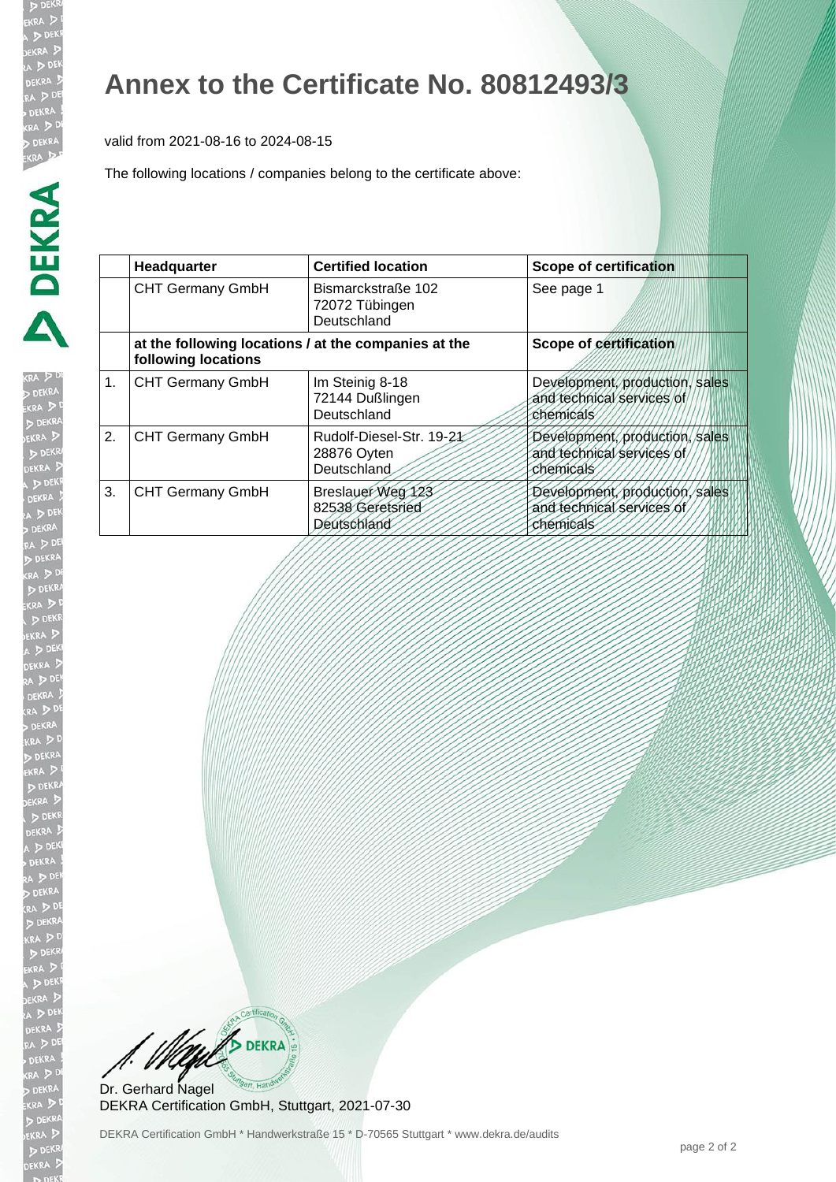# Annex to the Certificate No. 80812493/3

valid from 2021-08-16 to 2024-08-15

The following locations / companies belong to the certificate above:

| | Headquarter | Certified location | Scope of certification |
|---|---|---|---|
| | CHT Germany GmbH | Bismarckstraße 102<br>72072 Tübingen<br>Deutschland | See page 1 |
| | **at the following locations / at the companies at the following locations** | | **Scope of certification** |
| 1. | CHT Germany GmbH | Im Steinig 8-18<br>72144 Dußlingen<br>Deutschland | Development, production, sales and technical services of chemicals |
| 2. | CHT Germany GmbH | Rudolf-Diesel-Str. 19-21<br>28876 Oyten<br>Deutschland | Development, production, sales and technical services of chemicals |
| 3. | CHT Germany GmbH | Breslauer Weg 123<br>82538 Geretsried<br>Deutschland | Development, production, sales and technical services of chemicals |

Dr. Gerhard Nagel
DEKRA Certification GmbH, Stuttgart, 2021-07-30

DEKRA Certification GmbH * Handwerkstraße 15 * D-70565 Stuttgart * www.dekra.de/audits